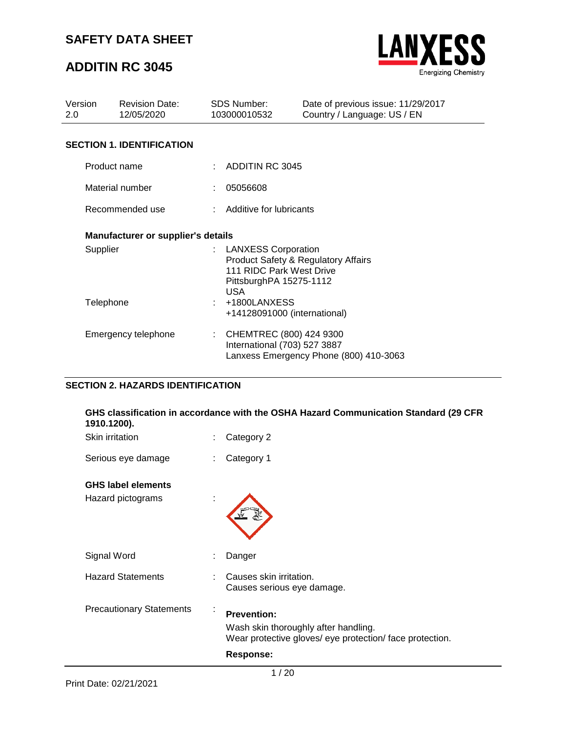# SAFETY DATA SHEET

# ADDITIN RC 3045

| Version | Revision Date: | SDS Number: | Date of previous issue: 11/29/2017 |
|---|---|---|---|
| 2.0 | 12/05/2020 | 103000010532 | Country / Language: US / EN |

## SECTION 1. IDENTIFICATION

Product name : ADDITIN RC 3045

Material number : 05056608

Recommended use : Additive for lubricants

### Manufacturer or supplier's details

Supplier : LANXESS Corporation
Product Safety & Regulatory Affairs
111 RIDC Park West Drive
PittsburghPA 15275-1112
USA

Telephone : +1800LANXESS
+14128091000 (international)

Emergency telephone : CHEMTREC (800) 424 9300
International (703) 527 3887
Lanxess Emergency Phone (800) 410-3063

## SECTION 2. HAZARDS IDENTIFICATION

**GHS classification in accordance with the OSHA Hazard Communication Standard (29 CFR 1910.1200).**

Skin irritation : Category 2

Serious eye damage : Category 1

**GHS label elements**

Hazard pictograms :

Signal Word : Danger

Hazard Statements : Causes skin irritation.
Causes serious eye damage.

Precautionary Statements : **Prevention:**
Wash skin thoroughly after handling.
Wear protective gloves/ eye protection/ face protection.

**Response:**

Print Date: 02/21/2021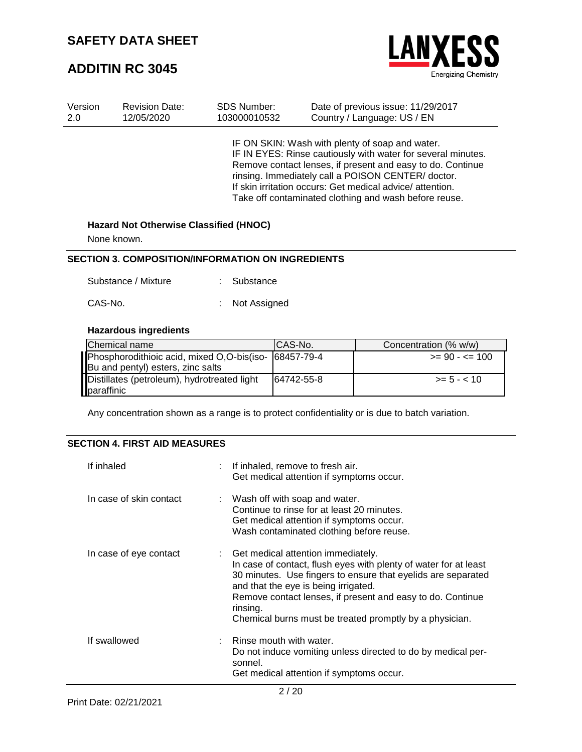IF ON SKIN: Wash with plenty of soap and water.
IF IN EYES: Rinse cautiously with water for several minutes. Remove contact lenses, if present and easy to do. Continue rinsing. Immediately call a POISON CENTER/ doctor.
If skin irritation occurs: Get medical advice/ attention.
Take off contaminated clothing and wash before reuse.

**Hazard Not Otherwise Classified (HNOC)**

None known.

## SECTION 3. COMPOSITION/INFORMATION ON INGREDIENTS

Substance / Mixture : Substance

CAS-No. : Not Assigned

**Hazardous ingredients**

| Chemical name | CAS-No. | Concentration (% w/w) |
|---|---|---|
| Phosphorodithioic acid, mixed O,O-bis(iso-Bu and pentyl) esters, zinc salts | 68457-79-4 | >= 90 - <= 100 |
| Distillates (petroleum), hydrotreated light paraffinic | 64742-55-8 | >= 5 - < 10 |

Any concentration shown as a range is to protect confidentiality or is due to batch variation.

## SECTION 4. FIRST AID MEASURES

If inhaled : If inhaled, remove to fresh air.
Get medical attention if symptoms occur.

In case of skin contact : Wash off with soap and water.
Continue to rinse for at least 20 minutes.
Get medical attention if symptoms occur.
Wash contaminated clothing before reuse.

In case of eye contact : Get medical attention immediately.
In case of contact, flush eyes with plenty of water for at least 30 minutes. Use fingers to ensure that eyelids are separated and that the eye is being irrigated.
Remove contact lenses, if present and easy to do. Continue rinsing.
Chemical burns must be treated promptly by a physician.

If swallowed : Rinse mouth with water.
Do not induce vomiting unless directed to do by medical personnel.
Get medical attention if symptoms occur.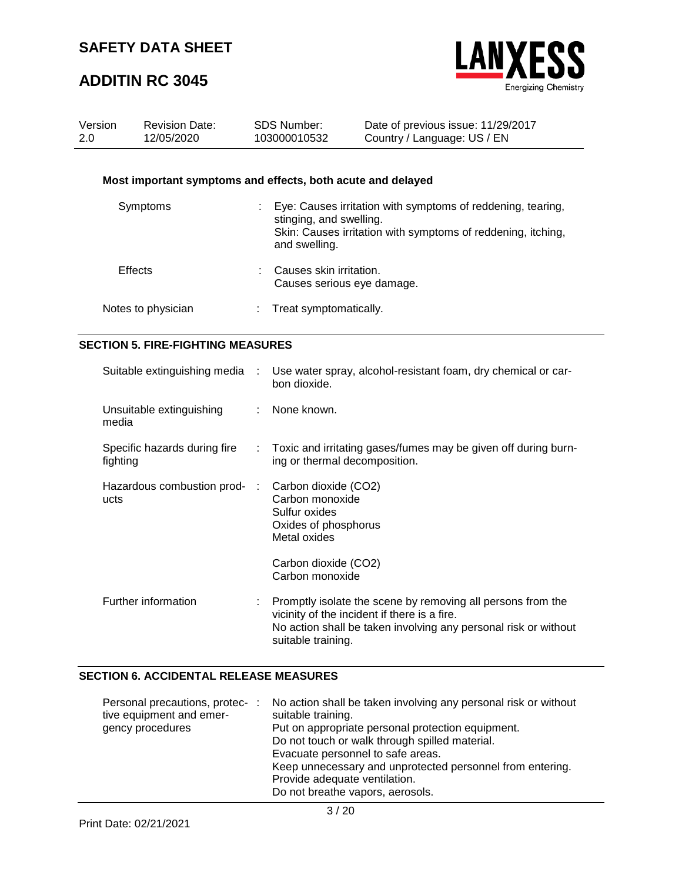**Most important symptoms and effects, both acute and delayed**

| | |
|---|---|
| Symptoms | : Eye: Causes irritation with symptoms of reddening, tearing, stinging, and swelling.<br>Skin: Causes irritation with symptoms of reddening, itching, and swelling. |
| Effects | : Causes skin irritation.<br>Causes serious eye damage. |
| Notes to physician | : Treat symptomatically. |

## SECTION 5. FIRE-FIGHTING MEASURES

| | |
|---|---|
| Suitable extinguishing media | : Use water spray, alcohol-resistant foam, dry chemical or carbon dioxide. |
| Unsuitable extinguishing media | : None known. |
| Specific hazards during fire fighting | : Toxic and irritating gases/fumes may be given off during burning or thermal decomposition. |
| Hazardous combustion products | : Carbon dioxide ($CO_2$)<br>Carbon monoxide<br>Sulfur oxides<br>Oxides of phosphorus<br>Metal oxides<br><br>Carbon dioxide ($CO_2$)<br>Carbon monoxide |
| Further information | : Promptly isolate the scene by removing all persons from the vicinity of the incident if there is a fire.<br>No action shall be taken involving any personal risk or without suitable training. |

## SECTION 6. ACCIDENTAL RELEASE MEASURES

| | |
|---|---|
| Personal precautions, protective equipment and emergency procedures | : No action shall be taken involving any personal risk or without suitable training.<br>Put on appropriate personal protection equipment.<br>Do not touch or walk through spilled material.<br>Evacuate personnel to safe areas.<br>Keep unnecessary and unprotected personnel from entering.<br>Provide adequate ventilation.<br>Do not breathe vapors, aerosols. |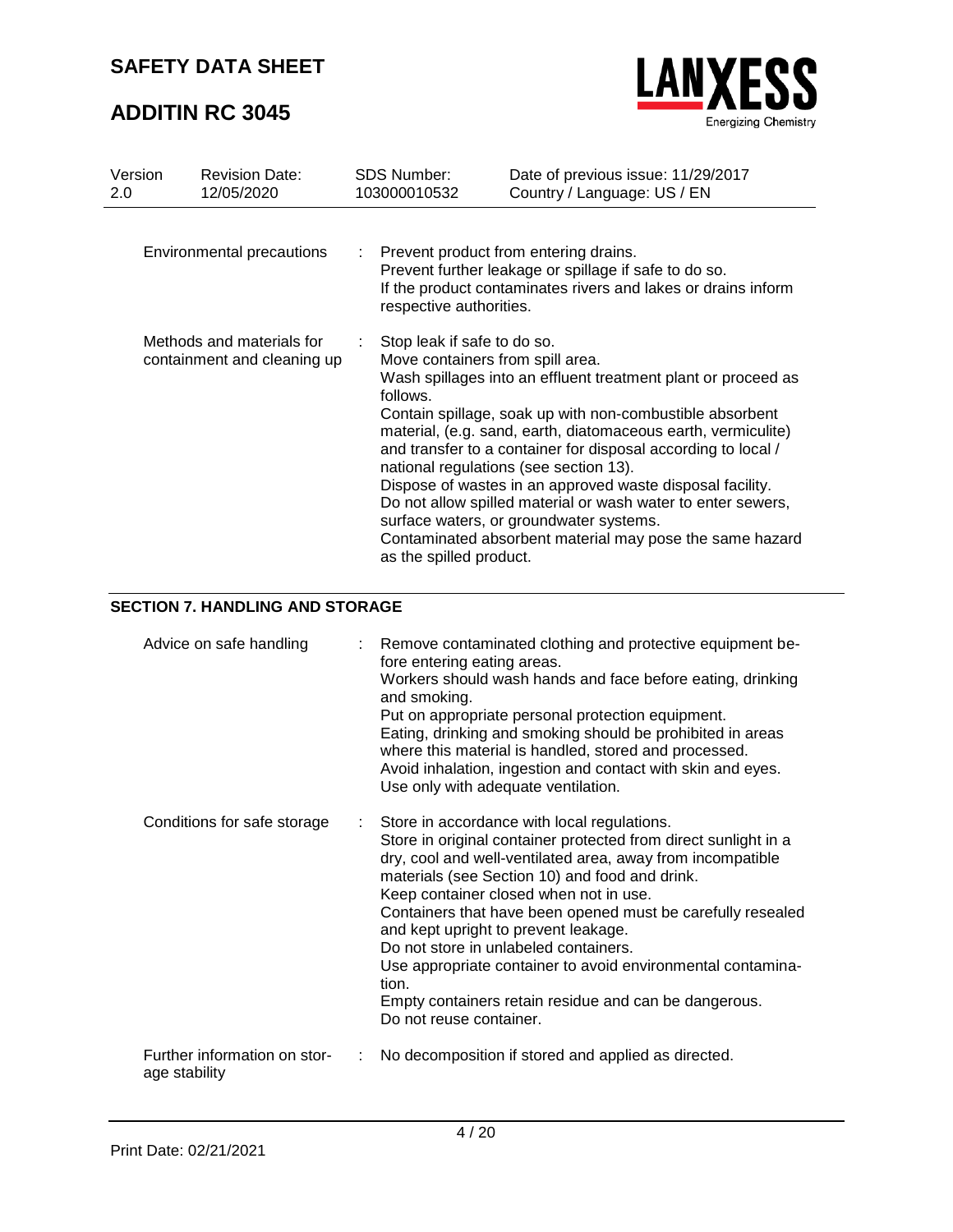| | | |
|---|---|---|
| Environmental precautions | : | Prevent product from entering drains.<br>Prevent further leakage or spillage if safe to do so.<br>If the product contaminates rivers and lakes or drains inform respective authorities. |
| Methods and materials for containment and cleaning up | : | Stop leak if safe to do so.<br>Move containers from spill area.<br>Wash spillages into an effluent treatment plant or proceed as follows.<br>Contain spillage, soak up with non-combustible absorbent material, (e.g. sand, earth, diatomaceous earth, vermiculite) and transfer to a container for disposal according to local / national regulations (see section 13).<br>Dispose of wastes in an approved waste disposal facility.<br>Do not allow spilled material or wash water to enter sewers, surface waters, or groundwater systems.<br>Contaminated absorbent material may pose the same hazard as the spilled product. |

## SECTION 7. HANDLING AND STORAGE

| | | |
|---|---|---|
| Advice on safe handling | : | Remove contaminated clothing and protective equipment before entering eating areas.<br>Workers should wash hands and face before eating, drinking and smoking.<br>Put on appropriate personal protection equipment.<br>Eating, drinking and smoking should be prohibited in areas where this material is handled, stored and processed.<br>Avoid inhalation, ingestion and contact with skin and eyes.<br>Use only with adequate ventilation. |
| Conditions for safe storage | : | Store in accordance with local regulations.<br>Store in original container protected from direct sunlight in a dry, cool and well-ventilated area, away from incompatible materials (see Section 10) and food and drink.<br>Keep container closed when not in use.<br>Containers that have been opened must be carefully resealed and kept upright to prevent leakage.<br>Do not store in unlabeled containers.<br>Use appropriate container to avoid environmental contamination.<br>Empty containers retain residue and can be dangerous.<br>Do not reuse container. |
| Further information on storage stability | : | No decomposition if stored and applied as directed. |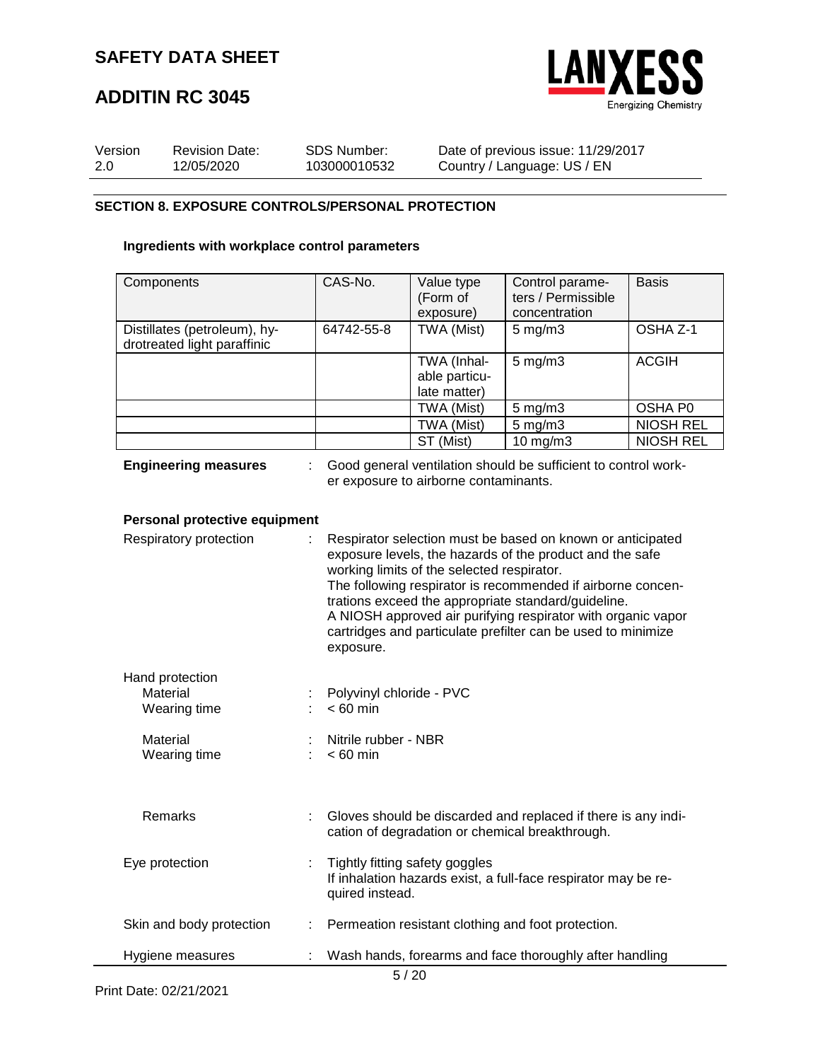## SECTION 8. EXPOSURE CONTROLS/PERSONAL PROTECTION

### Ingredients with workplace control parameters

| Components | CAS-No. | Value type (Form of exposure) | Control parameters / Permissible concentration | Basis |
|---|---|---|---|---|
| Distillates (petroleum), hydrotreated light paraffinic | 64742-55-8 | TWA (Mist) | 5 mg/m3 | OSHA Z-1 |
| | | TWA (Inhalable particulate matter) | 5 mg/m3 | ACGIH |
| | | TWA (Mist) | 5 mg/m3 | OSHA P0 |
| | | TWA (Mist) | 5 mg/m3 | NIOSH REL |
| | | ST (Mist) | 10 mg/m3 | NIOSH REL |

**Engineering measures** : Good general ventilation should be sufficient to control worker exposure to airborne contaminants.

### Personal protective equipment

Respiratory protection : Respirator selection must be based on known or anticipated exposure levels, the hazards of the product and the safe working limits of the selected respirator.
The following respirator is recommended if airborne concentrations exceed the appropriate standard/guideline.
A NIOSH approved air purifying respirator with organic vapor cartridges and particulate prefilter can be used to minimize exposure.

Hand protection

Material : Polyvinyl chloride - PVC
Wearing time : < 60 min

Material : Nitrile rubber - NBR
Wearing time : < 60 min

Remarks : Gloves should be discarded and replaced if there is any indication of degradation or chemical breakthrough.

Eye protection : Tightly fitting safety goggles
If inhalation hazards exist, a full-face respirator may be required instead.

Skin and body protection : Permeation resistant clothing and foot protection.

Hygiene measures : Wash hands, forearms and face thoroughly after handling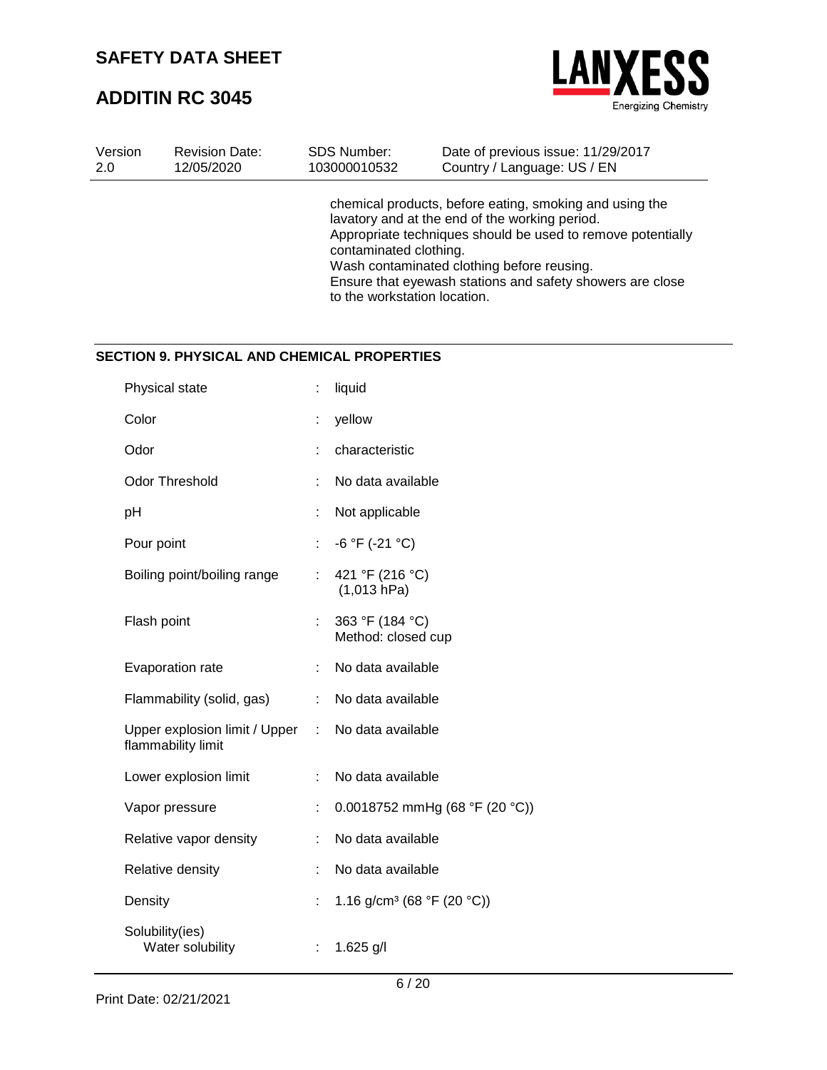chemical products, before eating, smoking and using the lavatory and at the end of the working period.
Appropriate techniques should be used to remove potentially contaminated clothing.
Wash contaminated clothing before reusing.
Ensure that eyewash stations and safety showers are close to the workstation location.

## SECTION 9. PHYSICAL AND CHEMICAL PROPERTIES

| Property | Value |
|---|---|
| Physical state | liquid |
| Color | yellow |
| Odor | characteristic |
| Odor Threshold | No data available |
| pH | Not applicable |
| Pour point | -6 °F (-21 °C) |
| Boiling point/boiling range | 421 °F (216 °C) (1,013 hPa) |
| Flash point | 363 °F (184 °C) Method: closed cup |
| Evaporation rate | No data available |
| Flammability (solid, gas) | No data available |
| Upper explosion limit / Upper flammability limit | No data available |
| Lower explosion limit | No data available |
| Vapor pressure | 0.0018752 mmHg (68 °F (20 °C)) |
| Relative vapor density | No data available |
| Relative density | No data available |
| Density | 1.16 g/cm³ (68 °F (20 °C)) |
| Solubility(ies) Water solubility | 1.625 g/l |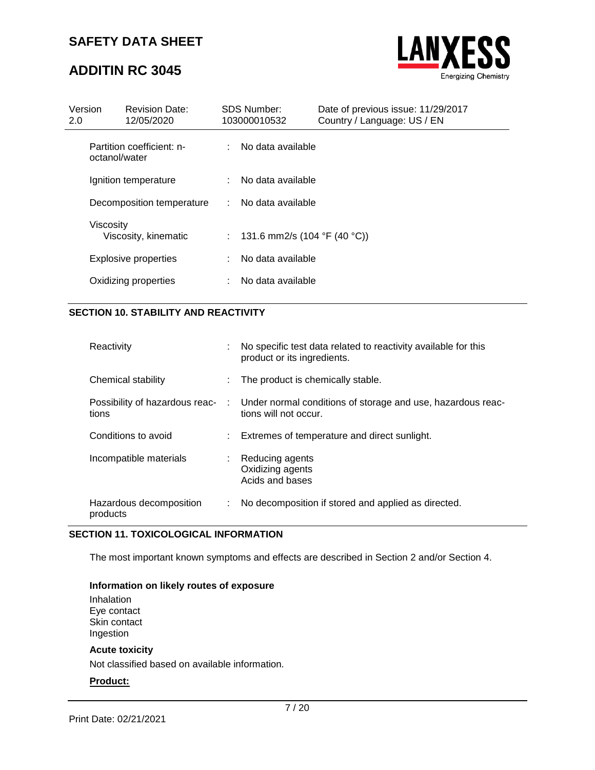| | | |
|---|---|---|
| Partition coefficient: n-octanol/water | : | No data available |
| Ignition temperature | : | No data available |
| Decomposition temperature | : | No data available |
| Viscosity<br>Viscosity, kinematic | : | 131.6 mm2/s (104 °F (40 °C)) |
| Explosive properties | : | No data available |
| Oxidizing properties | : | No data available |

## SECTION 10. STABILITY AND REACTIVITY

| | | |
|---|---|---|
| Reactivity | : | No specific test data related to reactivity available for this product or its ingredients. |
| Chemical stability | : | The product is chemically stable. |
| Possibility of hazardous reactions | : | Under normal conditions of storage and use, hazardous reactions will not occur. |
| Conditions to avoid | : | Extremes of temperature and direct sunlight. |
| Incompatible materials | : | Reducing agents<br>Oxidizing agents<br>Acids and bases |
| Hazardous decomposition products | : | No decomposition if stored and applied as directed. |

## SECTION 11. TOXICOLOGICAL INFORMATION

The most important known symptoms and effects are described in Section 2 and/or Section 4.

**Information on likely routes of exposure**

Inhalation
Eye contact
Skin contact
Ingestion

**Acute toxicity**

Not classified based on available information.

**Product:**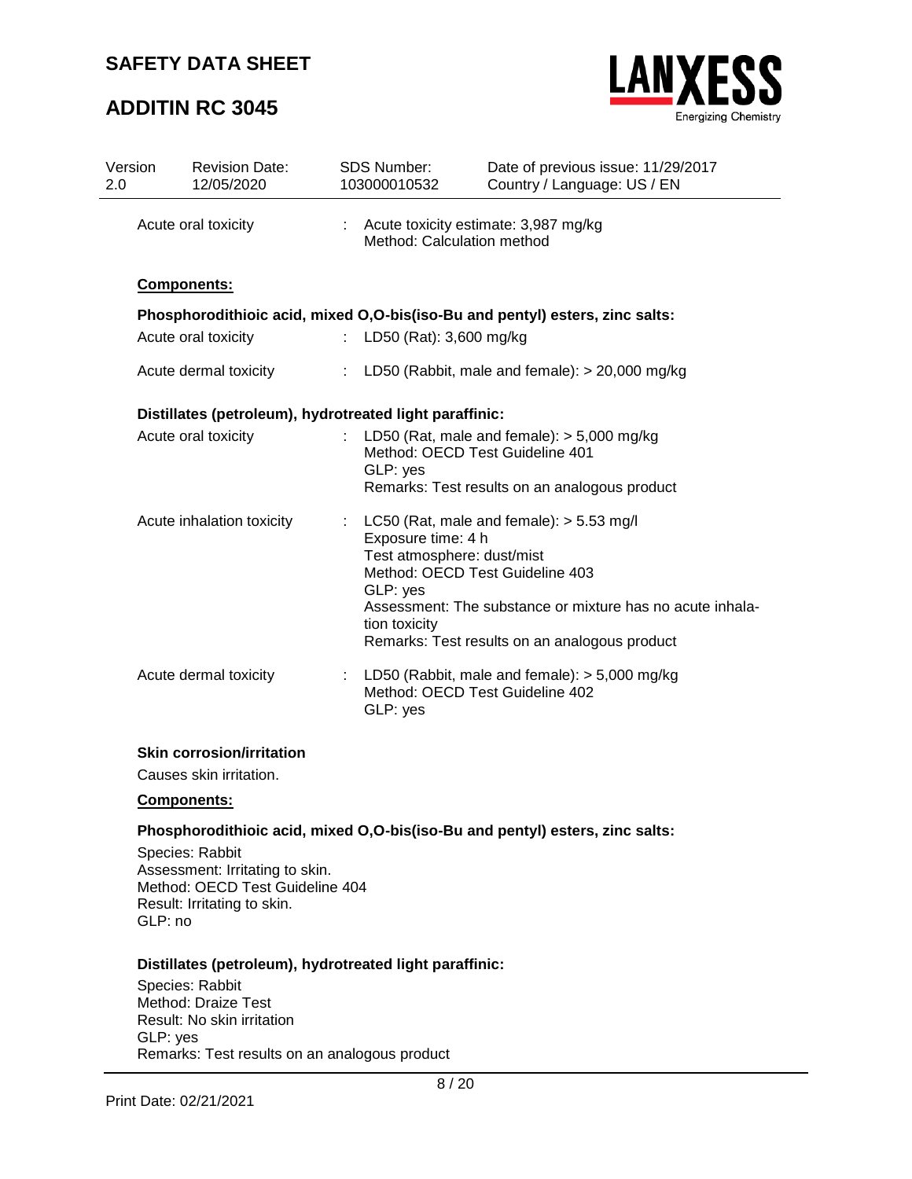Acute oral toxicity : Acute toxicity estimate: 3,987 mg/kg
Method: Calculation method

**Components:**

**Phosphorodithioic acid, mixed O,O-bis(iso-Bu and pentyl) esters, zinc salts:**

Acute oral toxicity : LD50 (Rat): 3,600 mg/kg

Acute dermal toxicity : LD50 (Rabbit, male and female): > 20,000 mg/kg

**Distillates (petroleum), hydrotreated light paraffinic:**

Acute oral toxicity : LD50 (Rat, male and female): > 5,000 mg/kg
Method: OECD Test Guideline 401
GLP: yes
Remarks: Test results on an analogous product

Acute inhalation toxicity : LC50 (Rat, male and female): > 5.53 mg/l
Exposure time: 4 h
Test atmosphere: dust/mist
Method: OECD Test Guideline 403
GLP: yes
Assessment: The substance or mixture has no acute inhalation toxicity
Remarks: Test results on an analogous product

Acute dermal toxicity : LD50 (Rabbit, male and female): > 5,000 mg/kg
Method: OECD Test Guideline 402
GLP: yes

**Skin corrosion/irritation**

Causes skin irritation.

**Components:**

**Phosphorodithioic acid, mixed O,O-bis(iso-Bu and pentyl) esters, zinc salts:**

Species: Rabbit
Assessment: Irritating to skin.
Method: OECD Test Guideline 404
Result: Irritating to skin.
GLP: no

**Distillates (petroleum), hydrotreated light paraffinic:**

Species: Rabbit
Method: Draize Test
Result: No skin irritation
GLP: yes
Remarks: Test results on an analogous product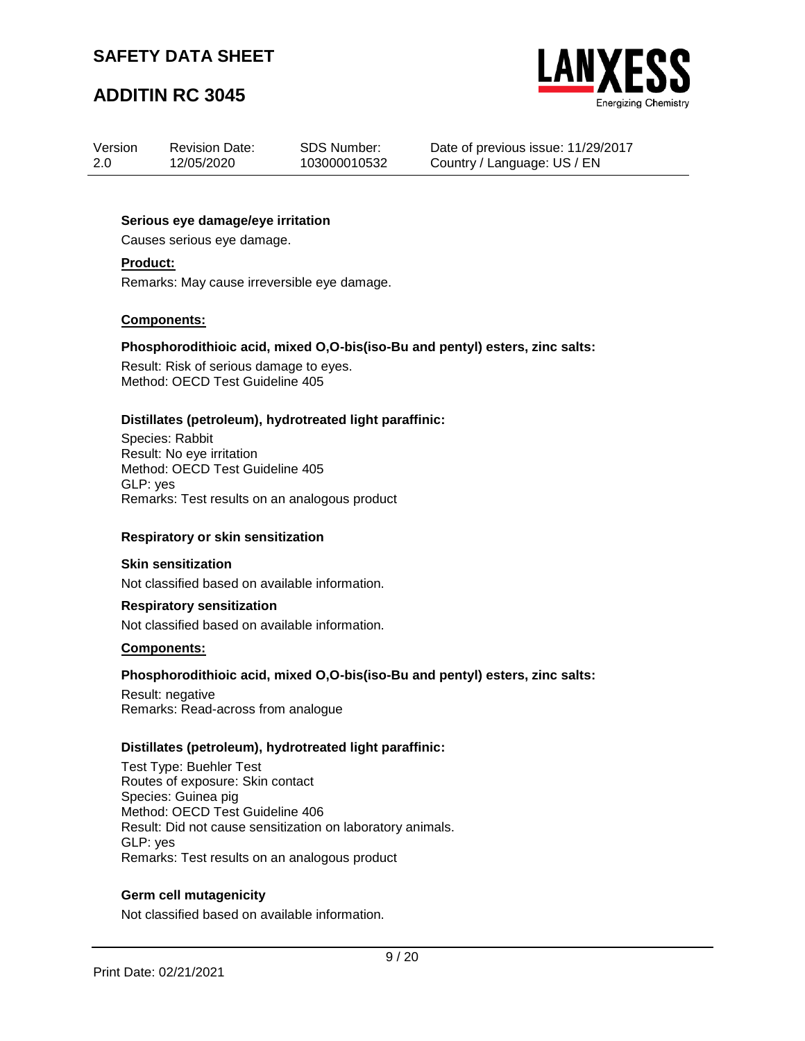**Serious eye damage/eye irritation**

Causes serious eye damage.

**Product:**

Remarks: May cause irreversible eye damage.

**Components:**

**Phosphorodithioic acid, mixed O,O-bis(iso-Bu and pentyl) esters, zinc salts:**

Result: Risk of serious damage to eyes.
Method: OECD Test Guideline 405

**Distillates (petroleum), hydrotreated light paraffinic:**

Species: Rabbit
Result: No eye irritation
Method: OECD Test Guideline 405
GLP: yes
Remarks: Test results on an analogous product

**Respiratory or skin sensitization**

**Skin sensitization**

Not classified based on available information.

**Respiratory sensitization**

Not classified based on available information.

**Components:**

**Phosphorodithioic acid, mixed O,O-bis(iso-Bu and pentyl) esters, zinc salts:**

Result: negative
Remarks: Read-across from analogue

**Distillates (petroleum), hydrotreated light paraffinic:**

Test Type: Buehler Test
Routes of exposure: Skin contact
Species: Guinea pig
Method: OECD Test Guideline 406
Result: Did not cause sensitization on laboratory animals.
GLP: yes
Remarks: Test results on an analogous product

**Germ cell mutagenicity**

Not classified based on available information.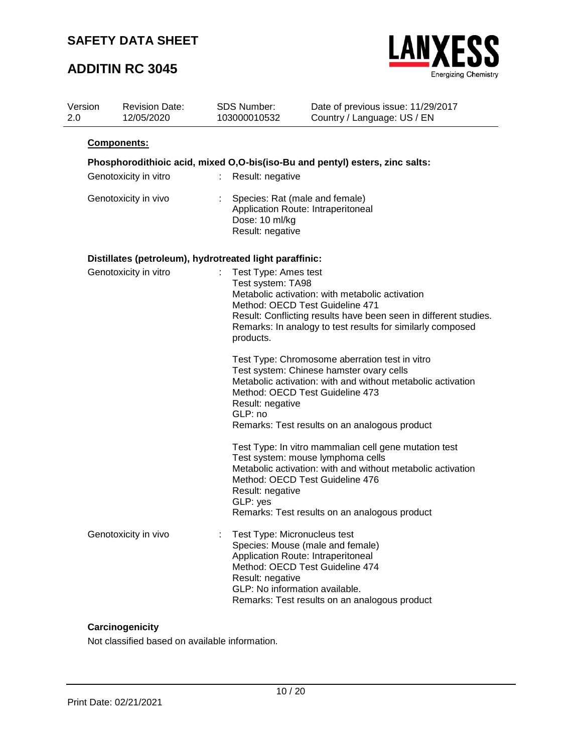**Components:**

**Phosphorodithioic acid, mixed O,O-bis(iso-Bu and pentyl) esters, zinc salts:**

| | | |
|---|---|---|
| Genotoxicity in vitro | : | Result: negative |
| Genotoxicity in vivo | : | Species: Rat (male and female)<br>Application Route: Intraperitoneal<br>Dose: 10 ml/kg<br>Result: negative |

**Distillates (petroleum), hydrotreated light paraffinic:**

| | | |
|---|---|---|
| Genotoxicity in vitro | : | Test Type: Ames test<br>Test system: TA98<br>Metabolic activation: with metabolic activation<br>Method: OECD Test Guideline 471<br>Result: Conflicting results have been seen in different studies.<br>Remarks: In analogy to test results for similarly composed products. |
| | | Test Type: Chromosome aberration test in vitro<br>Test system: Chinese hamster ovary cells<br>Metabolic activation: with and without metabolic activation<br>Method: OECD Test Guideline 473<br>Result: negative<br>GLP: no<br>Remarks: Test results on an analogous product |
| | | Test Type: In vitro mammalian cell gene mutation test<br>Test system: mouse lymphoma cells<br>Metabolic activation: with and without metabolic activation<br>Method: OECD Test Guideline 476<br>Result: negative<br>GLP: yes<br>Remarks: Test results on an analogous product |
| Genotoxicity in vivo | : | Test Type: Micronucleus test<br>Species: Mouse (male and female)<br>Application Route: Intraperitoneal<br>Method: OECD Test Guideline 474<br>Result: negative<br>GLP: No information available.<br>Remarks: Test results on an analogous product |

**Carcinogenicity**

Not classified based on available information.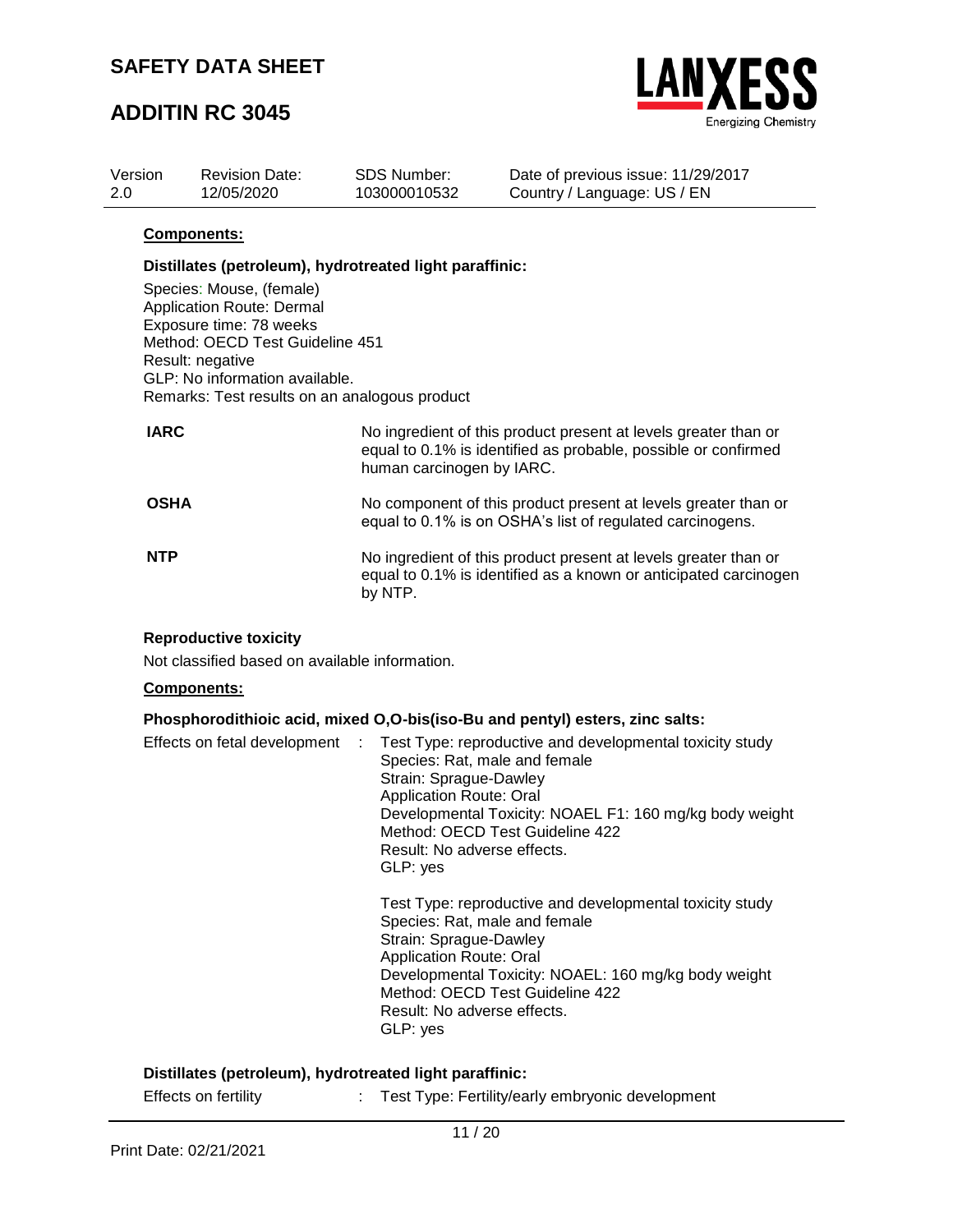**Components:**

**Distillates (petroleum), hydrotreated light paraffinic:**

Species: Mouse, (female)
Application Route: Dermal
Exposure time: 78 weeks
Method: OECD Test Guideline 451
Result: negative
GLP: No information available.
Remarks: Test results on an analogous product

| | |
|---|---|
| **IARC** | No ingredient of this product present at levels greater than or equal to 0.1% is identified as probable, possible or confirmed human carcinogen by IARC. |
| **OSHA** | No component of this product present at levels greater than or equal to 0.1% is on OSHA's list of regulated carcinogens. |
| **NTP** | No ingredient of this product present at levels greater than or equal to 0.1% is identified as a known or anticipated carcinogen by NTP. |

**Reproductive toxicity**

Not classified based on available information.

**Components:**

**Phosphorodithioic acid, mixed O,O-bis(iso-Bu and pentyl) esters, zinc salts:**

Effects on fetal development : Test Type: reproductive and developmental toxicity study
Species: Rat, male and female
Strain: Sprague-Dawley
Application Route: Oral
Developmental Toxicity: NOAEL F1: 160 mg/kg body weight
Method: OECD Test Guideline 422
Result: No adverse effects.
GLP: yes

Test Type: reproductive and developmental toxicity study
Species: Rat, male and female
Strain: Sprague-Dawley
Application Route: Oral
Developmental Toxicity: NOAEL: 160 mg/kg body weight
Method: OECD Test Guideline 422
Result: No adverse effects.
GLP: yes

**Distillates (petroleum), hydrotreated light paraffinic:**

Effects on fertility : Test Type: Fertility/early embryonic development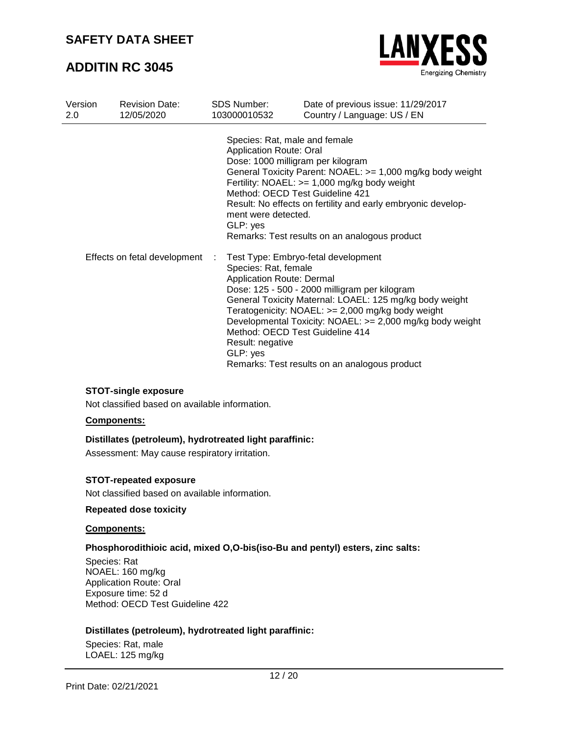Species: Rat, male and female
Application Route: Oral
Dose: 1000 milligram per kilogram
General Toxicity Parent: NOAEL: >= 1,000 mg/kg body weight
Fertility: NOAEL: >= 1,000 mg/kg body weight
Method: OECD Test Guideline 421
Result: No effects on fertility and early embryonic development were detected.
GLP: yes
Remarks: Test results on an analogous product

Effects on fetal development : Test Type: Embryo-fetal development
Species: Rat, female
Application Route: Dermal
Dose: 125 - 500 - 2000 milligram per kilogram
General Toxicity Maternal: LOAEL: 125 mg/kg body weight
Teratogenicity: NOAEL: >= 2,000 mg/kg body weight
Developmental Toxicity: NOAEL: >= 2,000 mg/kg body weight
Method: OECD Test Guideline 414
Result: negative
GLP: yes
Remarks: Test results on an analogous product

**STOT-single exposure**

Not classified based on available information.

**Components:**

**Distillates (petroleum), hydrotreated light paraffinic:**

Assessment: May cause respiratory irritation.

**STOT-repeated exposure**

Not classified based on available information.

**Repeated dose toxicity**

**Components:**

**Phosphorodithioic acid, mixed O,O-bis(iso-Bu and pentyl) esters, zinc salts:**

Species: Rat
NOAEL: 160 mg/kg
Application Route: Oral
Exposure time: 52 d
Method: OECD Test Guideline 422

**Distillates (petroleum), hydrotreated light paraffinic:**

Species: Rat, male
LOAEL: 125 mg/kg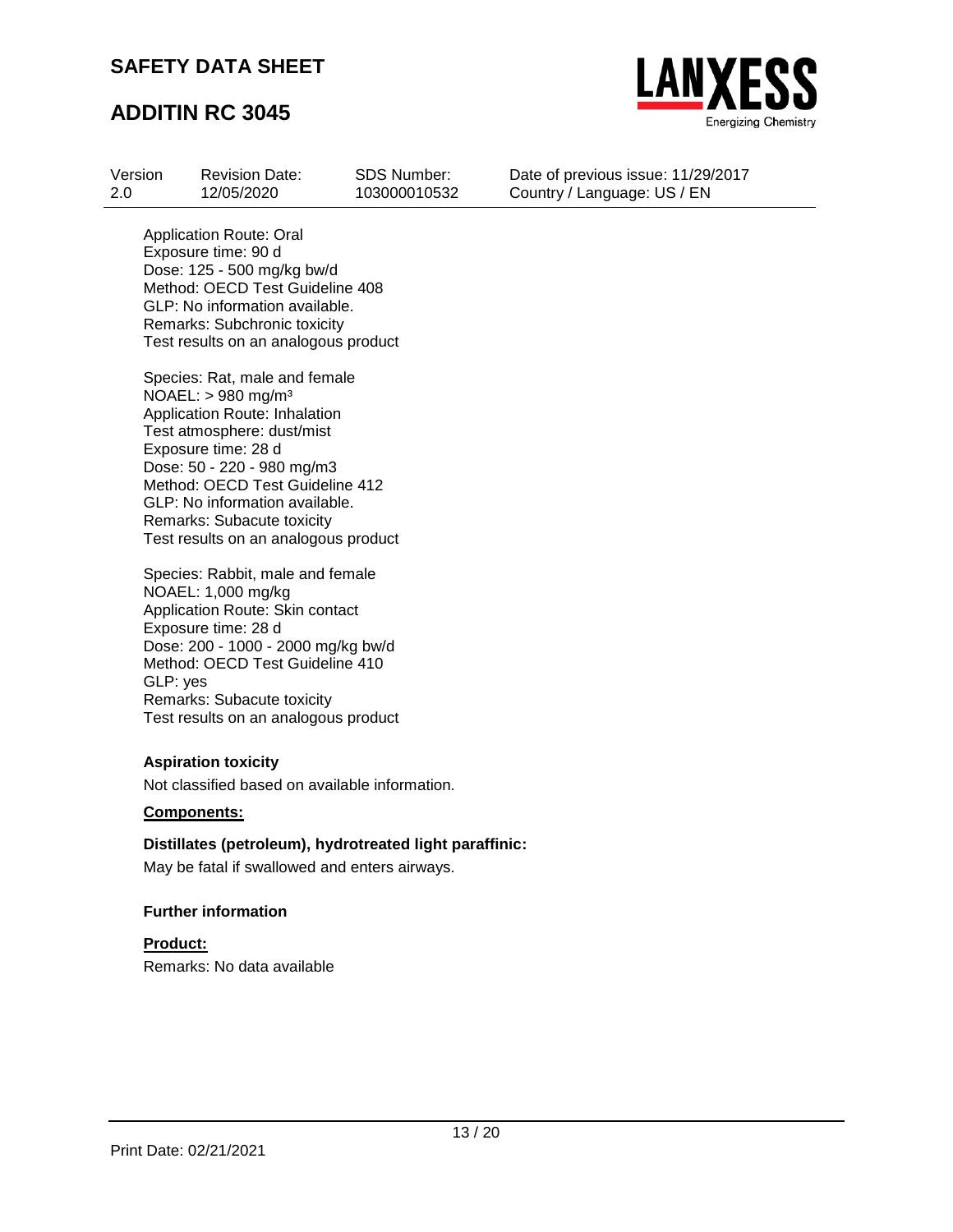Application Route: Oral
Exposure time: 90 d
Dose: 125 - 500 mg/kg bw/d
Method: OECD Test Guideline 408
GLP: No information available.
Remarks: Subchronic toxicity
Test results on an analogous product

Species: Rat, male and female
NOAEL: > 980 mg/m³
Application Route: Inhalation
Test atmosphere: dust/mist
Exposure time: 28 d
Dose: 50 - 220 - 980 mg/m3
Method: OECD Test Guideline 412
GLP: No information available.
Remarks: Subacute toxicity
Test results on an analogous product

Species: Rabbit, male and female
NOAEL: 1,000 mg/kg
Application Route: Skin contact
Exposure time: 28 d
Dose: 200 - 1000 - 2000 mg/kg bw/d
Method: OECD Test Guideline 410
GLP: yes
Remarks: Subacute toxicity
Test results on an analogous product

**Aspiration toxicity**

Not classified based on available information.

**Components:**

**Distillates (petroleum), hydrotreated light paraffinic:**

May be fatal if swallowed and enters airways.

**Further information**

**Product:**

Remarks: No data available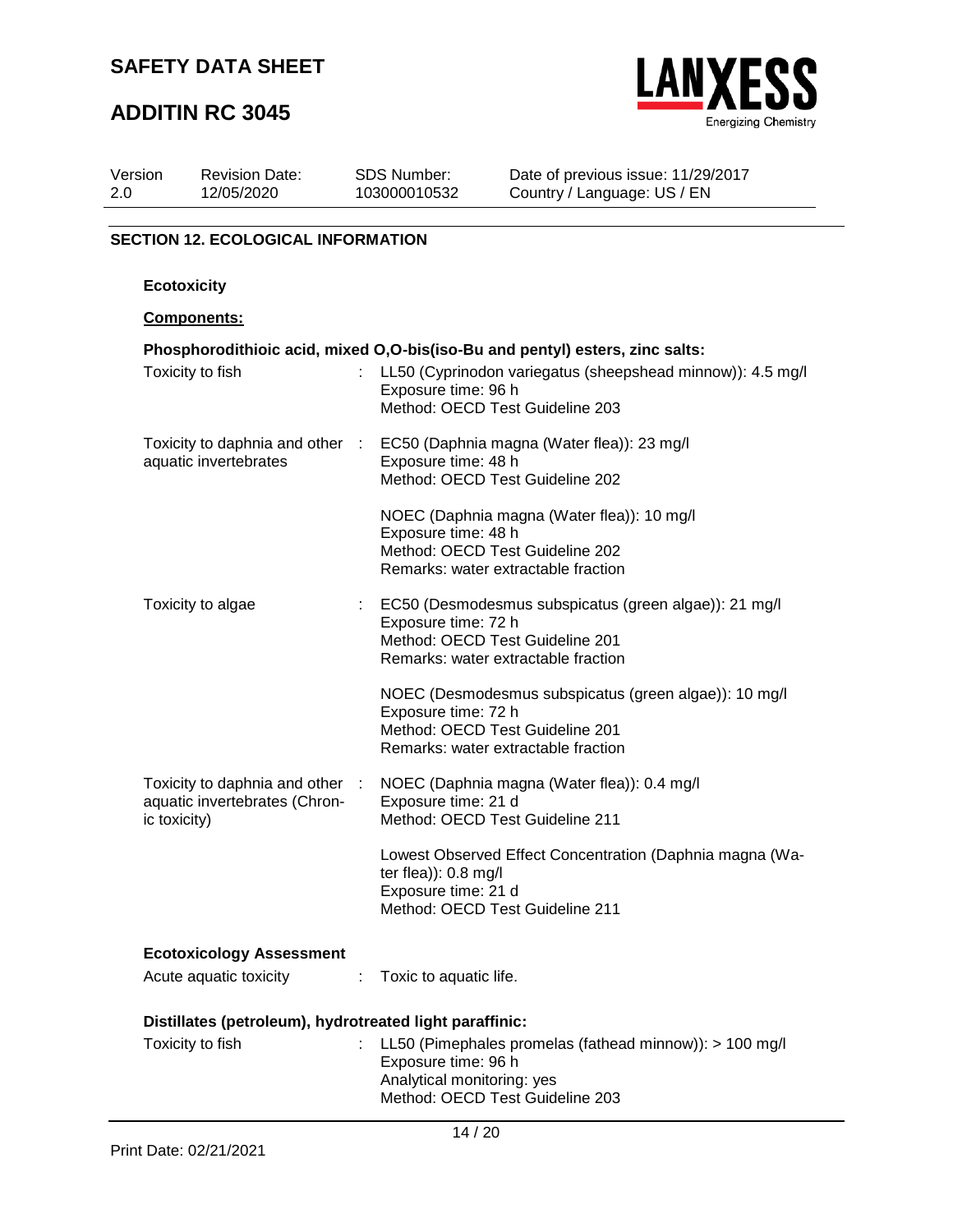## SECTION 12. ECOLOGICAL INFORMATION

**Ecotoxicity**

**Components:**

**Phosphorodithioic acid, mixed O,O-bis(iso-Bu and pentyl) esters, zinc salts:**

| | | |
|---|---|---|
| Toxicity to fish | : | LL50 (Cyprinodon variegatus (sheepshead minnow)): 4.5 mg/l<br>Exposure time: 96 h<br>Method: OECD Test Guideline 203 |
| Toxicity to daphnia and other aquatic invertebrates | : | EC50 (Daphnia magna (Water flea)): 23 mg/l<br>Exposure time: 48 h<br>Method: OECD Test Guideline 202 |
| | | NOEC (Daphnia magna (Water flea)): 10 mg/l<br>Exposure time: 48 h<br>Method: OECD Test Guideline 202<br>Remarks: water extractable fraction |
| Toxicity to algae | : | EC50 (Desmodesmus subspicatus (green algae)): 21 mg/l<br>Exposure time: 72 h<br>Method: OECD Test Guideline 201<br>Remarks: water extractable fraction |
| | | NOEC (Desmodesmus subspicatus (green algae)): 10 mg/l<br>Exposure time: 72 h<br>Method: OECD Test Guideline 201<br>Remarks: water extractable fraction |
| Toxicity to daphnia and other aquatic invertebrates (Chronic toxicity) | : | NOEC (Daphnia magna (Water flea)): 0.4 mg/l<br>Exposure time: 21 d<br>Method: OECD Test Guideline 211 |
| | | Lowest Observed Effect Concentration (Daphnia magna (Water flea)): 0.8 mg/l<br>Exposure time: 21 d<br>Method: OECD Test Guideline 211 |

**Ecotoxicology Assessment**

| | | |
|---|---|---|
| Acute aquatic toxicity | : | Toxic to aquatic life. |

**Distillates (petroleum), hydrotreated light paraffinic:**

| | | |
|---|---|---|
| Toxicity to fish | : | LL50 (Pimephales promelas (fathead minnow)): > 100 mg/l<br>Exposure time: 96 h<br>Analytical monitoring: yes<br>Method: OECD Test Guideline 203 |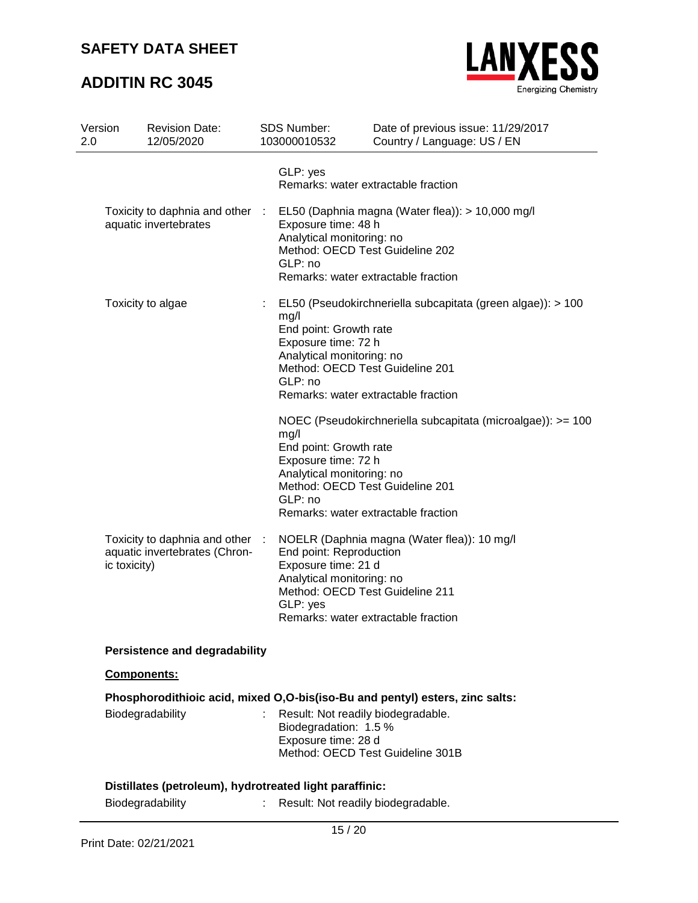GLP: yes
Remarks: water extractable fraction

| | | |
|---|---|---|
| Toxicity to daphnia and other aquatic invertebrates | : | EL50 (Daphnia magna (Water flea)): > 10,000 mg/l<br>Exposure time: 48 h<br>Analytical monitoring: no<br>Method: OECD Test Guideline 202<br>GLP: no<br>Remarks: water extractable fraction |
| Toxicity to algae | : | EL50 (Pseudokirchneriella subcapitata (green algae)): > 100 mg/l<br>End point: Growth rate<br>Exposure time: 72 h<br>Analytical monitoring: no<br>Method: OECD Test Guideline 201<br>GLP: no<br>Remarks: water extractable fraction<br><br>NOEC (Pseudokirchneriella subcapitata (microalgae)): >= 100 mg/l<br>End point: Growth rate<br>Exposure time: 72 h<br>Analytical monitoring: no<br>Method: OECD Test Guideline 201<br>GLP: no<br>Remarks: water extractable fraction |
| Toxicity to daphnia and other aquatic invertebrates (Chronic toxicity) | : | NOELR (Daphnia magna (Water flea)): 10 mg/l<br>End point: Reproduction<br>Exposure time: 21 d<br>Analytical monitoring: no<br>Method: OECD Test Guideline 211<br>GLP: yes<br>Remarks: water extractable fraction |

**Persistence and degradability**

**Components:**

**Phosphorodithioic acid, mixed O,O-bis(iso-Bu and pentyl) esters, zinc salts:**

| | | |
|---|---|---|
| Biodegradability | : | Result: Not readily biodegradable.<br>Biodegradation: 1.5 %<br>Exposure time: 28 d<br>Method: OECD Test Guideline 301B |

**Distillates (petroleum), hydrotreated light paraffinic:**

| | | |
|---|---|---|
| Biodegradability | : | Result: Not readily biodegradable. |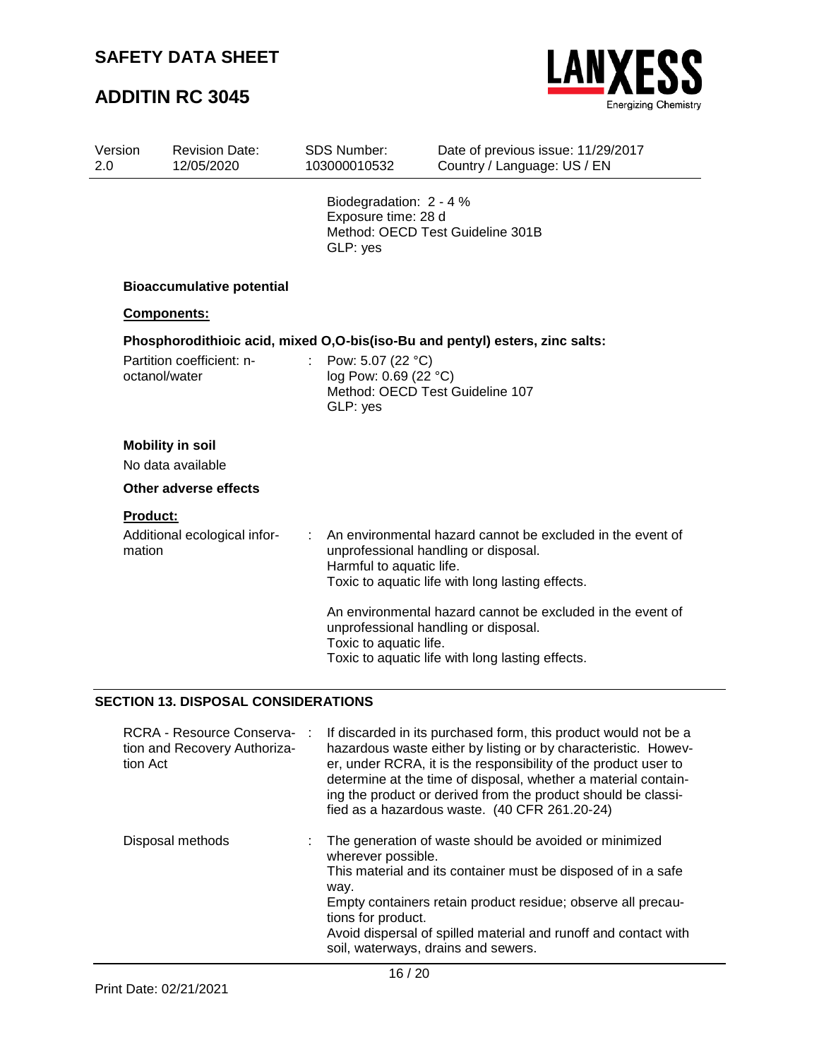Biodegradation: 2 - 4 %
Exposure time: 28 d
Method: OECD Test Guideline 301B
GLP: yes

**Bioaccumulative potential**

**Components:**

**Phosphorodithioic acid, mixed O,O-bis(iso-Bu and pentyl) esters, zinc salts:**

| | | |
|---|---|---|
| Partition coefficient: n-octanol/water | : | Pow: 5.07 (22 °C)<br>log Pow: 0.69 (22 °C)<br>Method: OECD Test Guideline 107<br>GLP: yes |

**Mobility in soil**

No data available

**Other adverse effects**

**Product:**

| | | |
|---|---|---|
| Additional ecological information | : | An environmental hazard cannot be excluded in the event of unprofessional handling or disposal.<br>Harmful to aquatic life.<br>Toxic to aquatic life with long lasting effects.<br><br>An environmental hazard cannot be excluded in the event of unprofessional handling or disposal.<br>Toxic to aquatic life.<br>Toxic to aquatic life with long lasting effects. |

## SECTION 13. DISPOSAL CONSIDERATIONS

| | | |
|---|---|---|
| RCRA - Resource Conservation and Recovery Authorization Act | : | If discarded in its purchased form, this product would not be a hazardous waste either by listing or by characteristic. However, under RCRA, it is the responsibility of the product user to determine at the time of disposal, whether a material containing the product or derived from the product should be classified as a hazardous waste. (40 CFR 261.20-24) |
| Disposal methods | : | The generation of waste should be avoided or minimized wherever possible.<br>This material and its container must be disposed of in a safe way.<br>Empty containers retain product residue; observe all precautions for product.<br>Avoid dispersal of spilled material and runoff and contact with soil, waterways, drains and sewers. |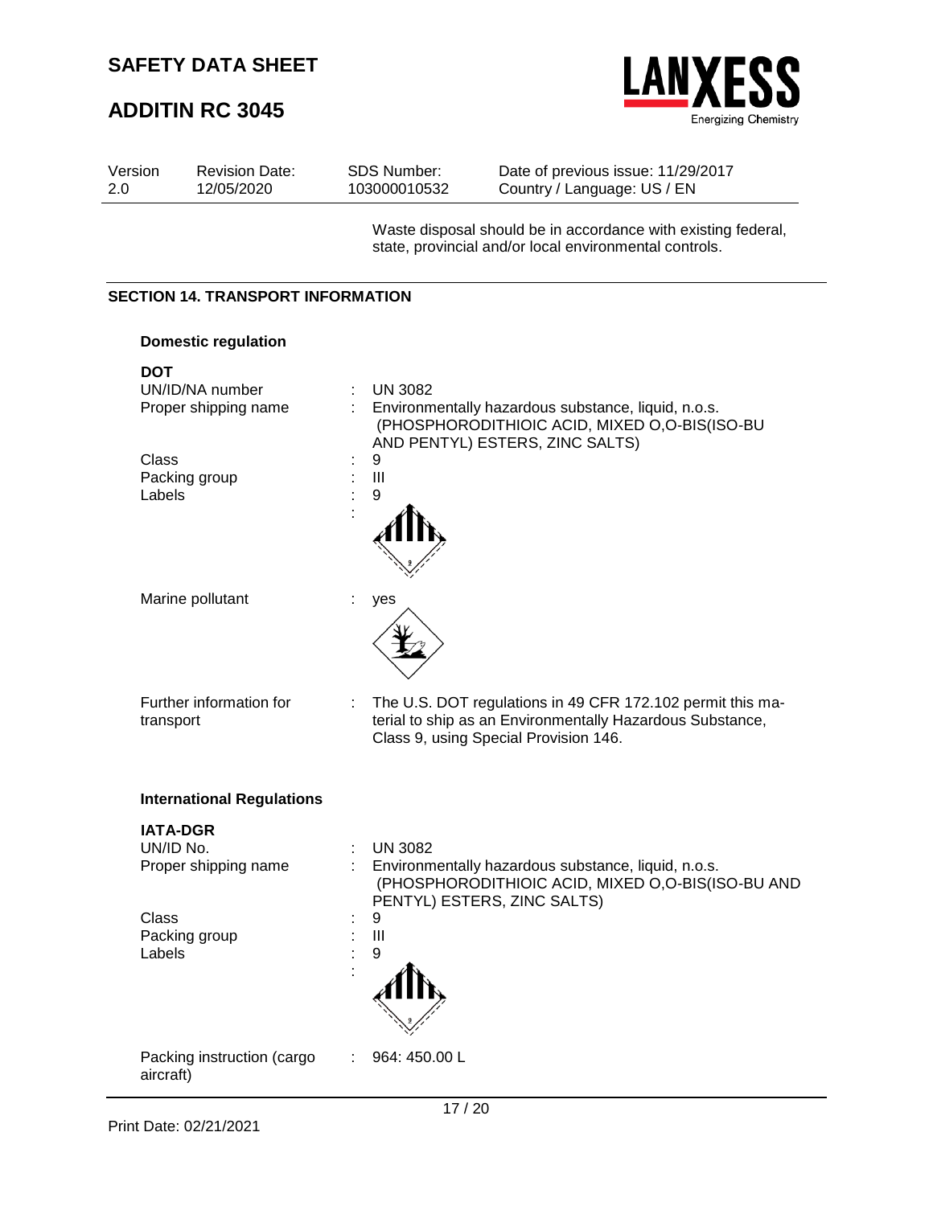Waste disposal should be in accordance with existing federal, state, provincial and/or local environmental controls.

## SECTION 14. TRANSPORT INFORMATION

### Domestic regulation

**DOT**

UN/ID/NA number : UN 3082

Proper shipping name : Environmentally hazardous substance, liquid, n.o.s. (PHOSPHORODITHIOIC ACID, MIXED O,O-BIS(ISO-BU AND PENTYL) ESTERS, ZINC SALTS)

Class : 9

Packing group : III

Labels : 9

Marine pollutant : yes

Further information for transport : The U.S. DOT regulations in 49 CFR 172.102 permit this material to ship as an Environmentally Hazardous Substance, Class 9, using Special Provision 146.

### International Regulations

**IATA-DGR**

UN/ID No. : UN 3082

Proper shipping name : Environmentally hazardous substance, liquid, n.o.s. (PHOSPHORODITHIOIC ACID, MIXED O,O-BIS(ISO-BU AND PENTYL) ESTERS, ZINC SALTS)

Class : 9

Packing group : III

Labels : 9

Packing instruction (cargo aircraft) : 964: 450.00 L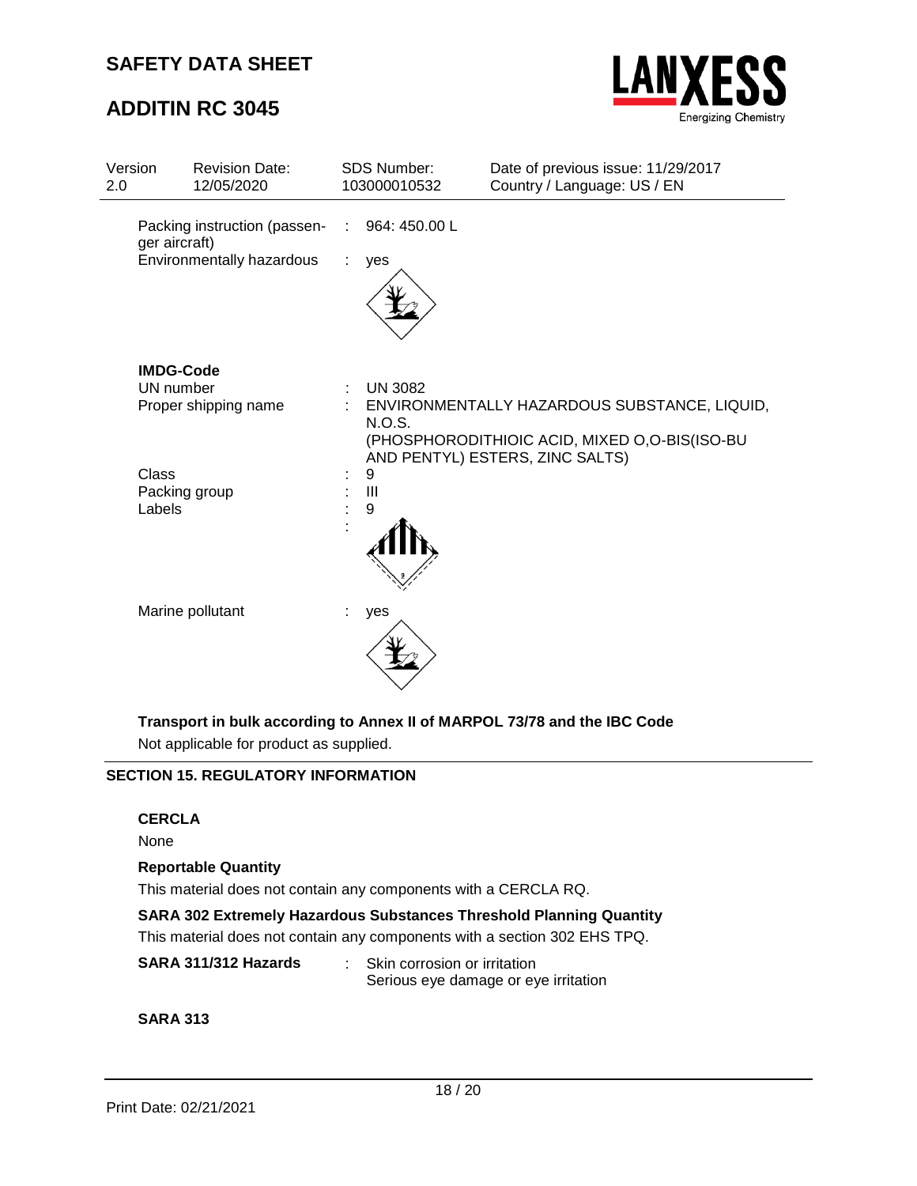| | | | |
|---|---|---|---|
| Version 2.0 | Revision Date: 12/05/2020 | SDS Number: 103000010532 | Date of previous issue: 11/29/2017<br>Country / Language: US / EN |

Packing instruction (passenger aircraft) : 964: 450.00 L

Environmentally hazardous : yes

**IMDG-Code**

UN number : UN 3082

Proper shipping name : ENVIRONMENTALLY HAZARDOUS SUBSTANCE, LIQUID, N.O.S. (PHOSPHORODITHIOIC ACID, MIXED O,O-BIS(ISO-BU AND PENTYL) ESTERS, ZINC SALTS)

Class : 9

Packing group : III

Labels : 9

Marine pollutant : yes

**Transport in bulk according to Annex II of MARPOL 73/78 and the IBC Code**

Not applicable for product as supplied.

## SECTION 15. REGULATORY INFORMATION

**CERCLA**

None

**Reportable Quantity**

This material does not contain any components with a CERCLA RQ.

**SARA 302 Extremely Hazardous Substances Threshold Planning Quantity**

This material does not contain any components with a section 302 EHS TPQ.

**SARA 311/312 Hazards** : Skin corrosion or irritation
Serious eye damage or eye irritation

**SARA 313**

Print Date: 02/21/2021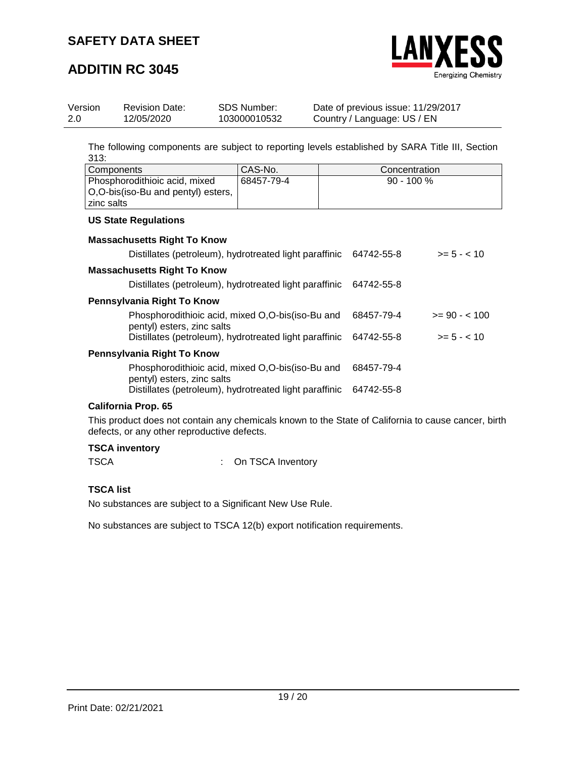The following components are subject to reporting levels established by SARA Title III, Section 313:

| Components | CAS-No. | Concentration |
| --- | --- | --- |
| Phosphorodithioic acid, mixed O,O-bis(iso-Bu and pentyl) esters, zinc salts | 68457-79-4 | 90 - 100 % |

**US State Regulations**

**Massachusetts Right To Know**

| | | |
| --- | --- | --- |
| Distillates (petroleum), hydrotreated light paraffinic | 64742-55-8 | >= 5 - < 10 |

**Massachusetts Right To Know**

| | |
| --- | --- |
| Distillates (petroleum), hydrotreated light paraffinic | 64742-55-8 |

**Pennsylvania Right To Know**

| | | |
| --- | --- | --- |
| Phosphorodithioic acid, mixed O,O-bis(iso-Bu and pentyl) esters, zinc salts | 68457-79-4 | >= 90 - < 100 |
| Distillates (petroleum), hydrotreated light paraffinic | 64742-55-8 | >= 5 - < 10 |

**Pennsylvania Right To Know**

| | |
| --- | --- |
| Phosphorodithioic acid, mixed O,O-bis(iso-Bu and pentyl) esters, zinc salts | 68457-79-4 |
| Distillates (petroleum), hydrotreated light paraffinic | 64742-55-8 |

**California Prop. 65**

This product does not contain any chemicals known to the State of California to cause cancer, birth defects, or any other reproductive defects.

**TSCA inventory**

TSCA : On TSCA Inventory

**TSCA list**

No substances are subject to a Significant New Use Rule.

No substances are subject to TSCA 12(b) export notification requirements.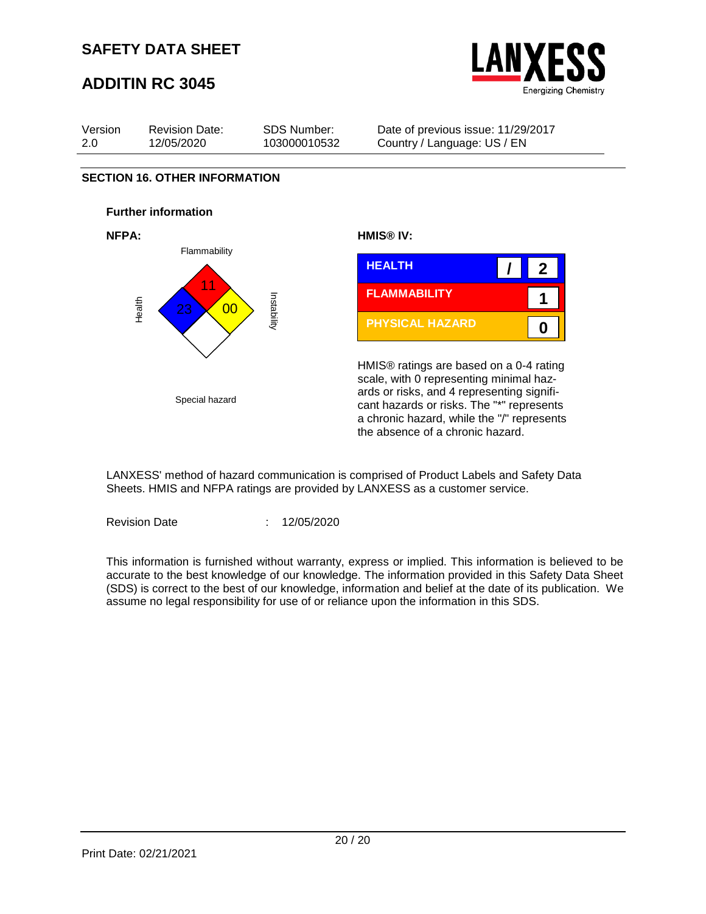## SECTION 16. OTHER INFORMATION

### Further information

**NFPA:**

Flammability

Health

Instability

Special hazard

11

23

00

**HMIS® IV:**

| | | |
|---|---|---|
| HEALTH | / | 2 |
| FLAMMABILITY | | 1 |
| PHYSICAL HAZARD | | 0 |

HMIS® ratings are based on a 0-4 rating scale, with 0 representing minimal hazards or risks, and 4 representing significant hazards or risks. The "*" represents a chronic hazard, while the "/" represents the absence of a chronic hazard.

LANXESS' method of hazard communication is comprised of Product Labels and Safety Data Sheets. HMIS and NFPA ratings are provided by LANXESS as a customer service.

Revision Date : 12/05/2020

This information is furnished without warranty, express or implied. This information is believed to be accurate to the best knowledge of our knowledge. The information provided in this Safety Data Sheet (SDS) is correct to the best of our knowledge, information and belief at the date of its publication. We assume no legal responsibility for use of or reliance upon the information in this SDS.